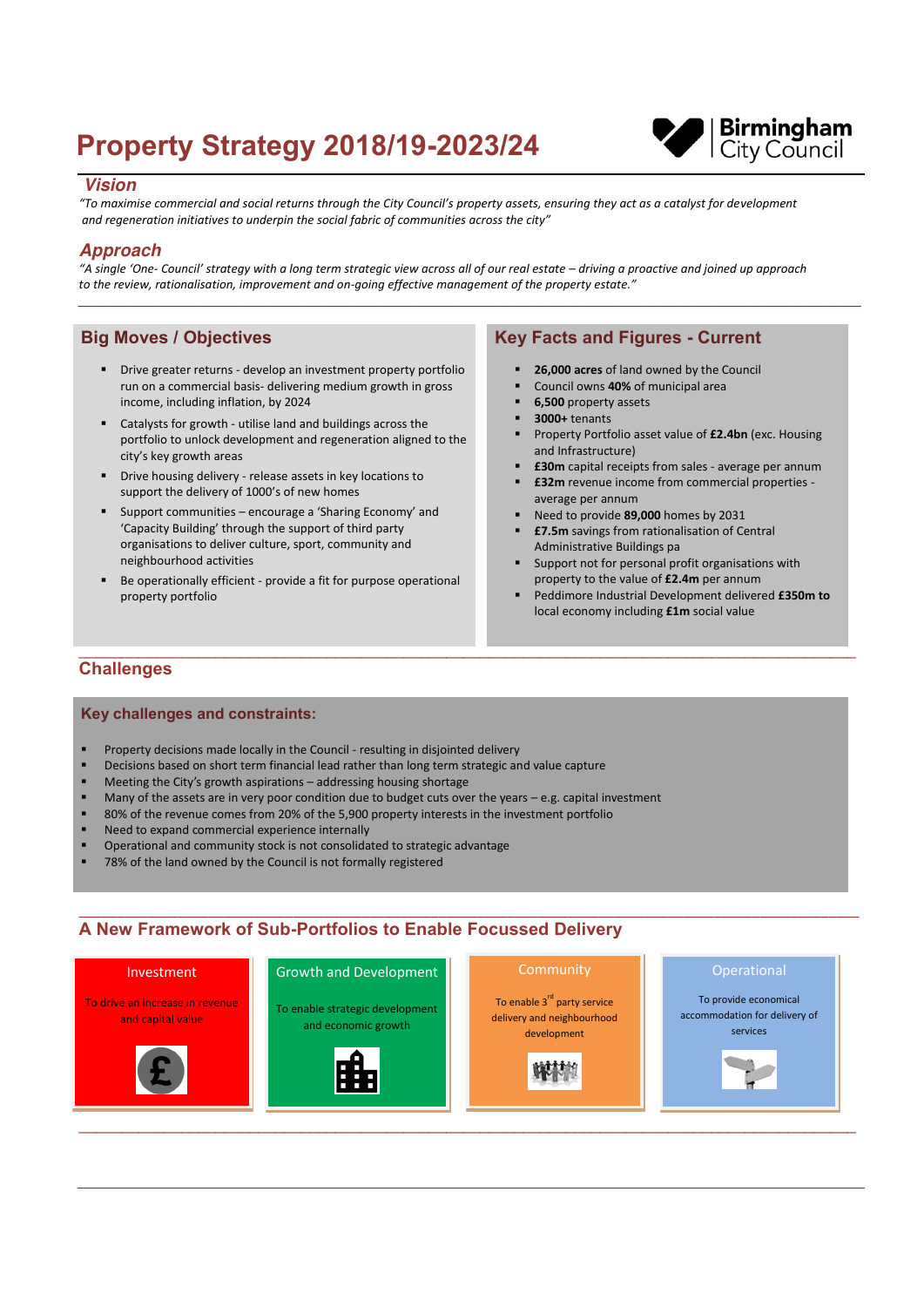# Property Strategy 2018/19-2023/24

Birmingham City Council

## *Vision*

*"To maximise commercial and social returns through the City Council's property assets, ensuring they act as a catalyst for development and regeneration initiatives to underpin the social fabric of communities across the city"*

## *Approach*

*"A single 'One- Council' strategy with a long term strategic view across all of our real estate – driving a proactive and joined up approach to the review, rationalisation, improvement and on-going effective management of the property estate."*

## Big Moves / Objectives

- Drive greater returns - develop an investment property portfolio run on a commercial basis- delivering medium growth in gross income, including inflation, by 2024
- Catalysts for growth - utilise land and buildings across the portfolio to unlock development and regeneration aligned to the city's key growth areas
- Drive housing delivery - release assets in key locations to support the delivery of 1000's of new homes
- Support communities – encourage a 'Sharing Economy' and 'Capacity Building' through the support of third party organisations to deliver culture, sport, community and neighbourhood activities
- Be operationally efficient - provide a fit for purpose operational property portfolio

## Key Facts and Figures - Current

- **26,000 acres** of land owned by the Council
- Council owns **40%** of municipal area
- **6,500** property assets
- **3000+** tenants
- Property Portfolio asset value of **£2.4bn** (exc. Housing and Infrastructure)
- **£30m** capital receipts from sales - average per annum
- **£32m** revenue income from commercial properties - average per annum
- Need to provide **89,000** homes by 2031
- **£7.5m** savings from rationalisation of Central Administrative Buildings pa
- Support not for personal profit organisations with property to the value of **£2.4m** per annum
- Peddimore Industrial Development delivered **£350m to** local economy including **£1m** social value

## Challenges

### Key challenges and constraints:

- Property decisions made locally in the Council - resulting in disjointed delivery
- Decisions based on short term financial lead rather than long term strategic and value capture
- Meeting the City's growth aspirations – addressing housing shortage
- Many of the assets are in very poor condition due to budget cuts over the years – e.g. capital investment
- 80% of the revenue comes from 20% of the 5,900 property interests in the investment portfolio
- Need to expand commercial experience internally
- Operational and community stock is not consolidated to strategic advantage
- 78% of the land owned by the Council is not formally registered

## A New Framework of Sub-Portfolios to Enable Focussed Delivery

**Investment**

To drive an increase in revenue and capital value

**Growth and Development**

To enable strategic development and economic growth

**Community**

To enable 3rd party service delivery and neighbourhood development

**Operational**

To provide economical accommodation for delivery of services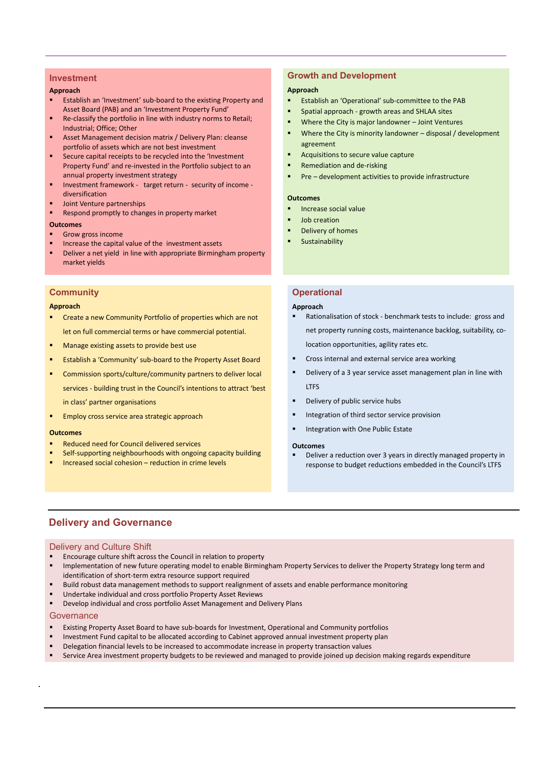## Investment

**Approach**

- Establish an 'Investment' sub-board to the existing Property and Asset Board (PAB) and an 'Investment Property Fund'
- Re-classify the portfolio in line with industry norms to Retail; Industrial; Office; Other
- Asset Management decision matrix / Delivery Plan: cleanse portfolio of assets which are not best investment
- Secure capital receipts to be recycled into the 'Investment Property Fund' and re-invested in the Portfolio subject to an annual property investment strategy
- Investment framework - target return - security of income - diversification
- Joint Venture partnerships
- Respond promptly to changes in property market

**Outcomes**

- Grow gross income
- Increase the capital value of the investment assets
- Deliver a net yield in line with appropriate Birmingham property market yields

## Growth and Development

**Approach**

- Establish an 'Operational' sub-committee to the PAB
- Spatial approach - growth areas and SHLAA sites
- Where the City is major landowner – Joint Ventures
- Where the City is minority landowner – disposal / development agreement
- Acquisitions to secure value capture
- Remediation and de-risking
- Pre – development activities to provide infrastructure

**Outcomes**

- Increase social value
- Job creation
- Delivery of homes
- Sustainability

## Community

**Approach**

- Create a new Community Portfolio of properties which are not let on full commercial terms or have commercial potential.
- Manage existing assets to provide best use
- Establish a 'Community' sub-board to the Property Asset Board
- Commission sports/culture/community partners to deliver local services - building trust in the Council's intentions to attract 'best in class' partner organisations
- Employ cross service area strategic approach

**Outcomes**

- Reduced need for Council delivered services
- Self-supporting neighbourhoods with ongoing capacity building
- Increased social cohesion – reduction in crime levels

## Operational

**Approach**

- Rationalisation of stock - benchmark tests to include: gross and net property running costs, maintenance backlog, suitability, co-location opportunities, agility rates etc.
- Cross internal and external service area working
- Delivery of a 3 year service asset management plan in line with LTFS
- Delivery of public service hubs
- Integration of third sector service provision
- Integration with One Public Estate

**Outcomes**

- Deliver a reduction over 3 years in directly managed property in response to budget reductions embedded in the Council's LTFS

## Delivery and Governance

### Delivery and Culture Shift

- Encourage culture shift across the Council in relation to property
- Implementation of new future operating model to enable Birmingham Property Services to deliver the Property Strategy long term and identification of short-term extra resource support required
- Build robust data management methods to support realignment of assets and enable performance monitoring
- Undertake individual and cross portfolio Property Asset Reviews
- Develop individual and cross portfolio Asset Management and Delivery Plans

### Governance

- Existing Property Asset Board to have sub-boards for Investment, Operational and Community portfolios
- Investment Fund capital to be allocated according to Cabinet approved annual investment property plan
- Delegation financial levels to be increased to accommodate increase in property transaction values
- Service Area investment property budgets to be reviewed and managed to provide joined up decision making regards expenditure